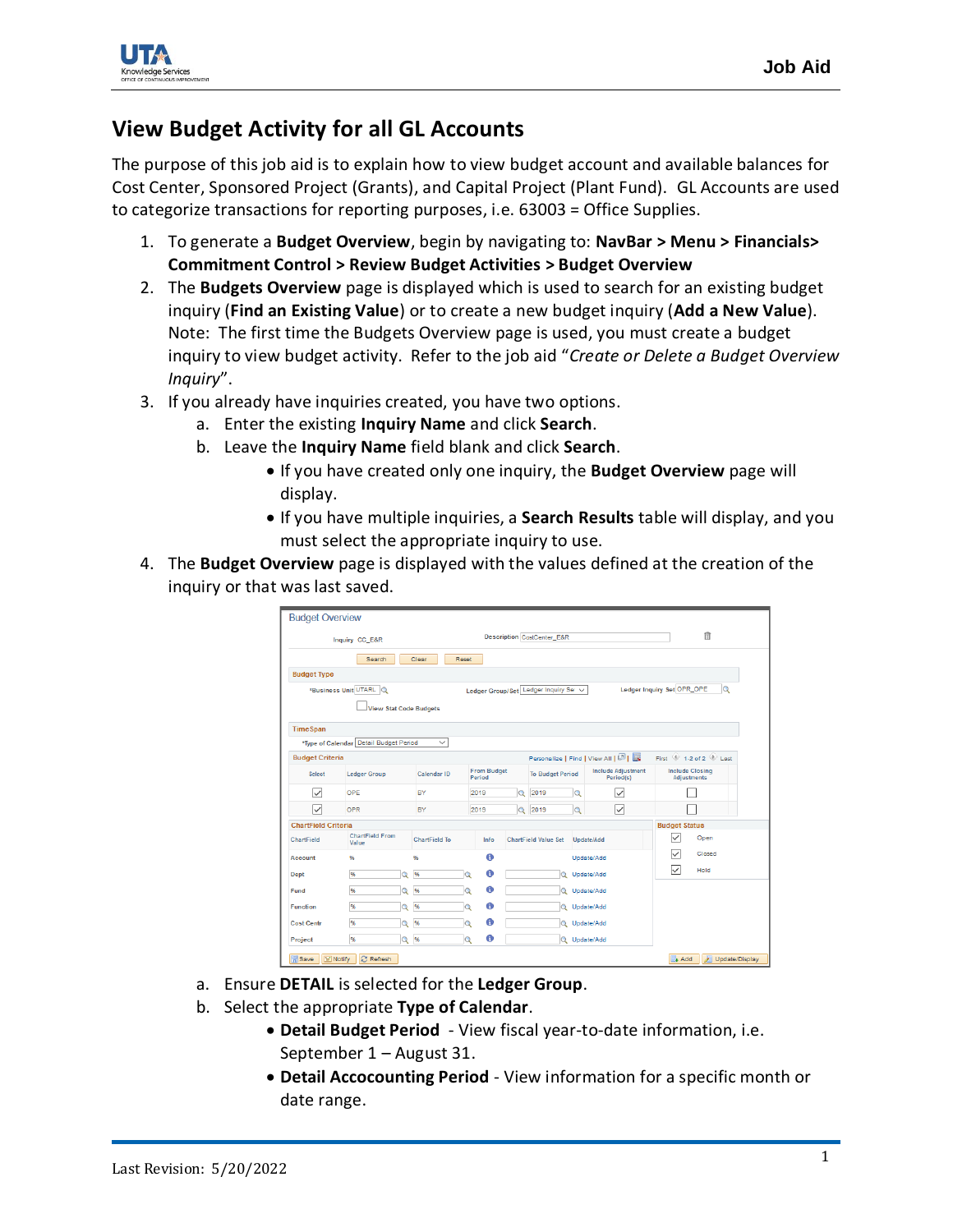# View Budget Activity for all GL Accounts

The purpose of this job aid is to explain how to view budget account and available balances for Cost Center, Sponsored Project (Grants), and Capital Project (Plant Fund). GL Accounts are used to categorize transactions for reporting purposes, i.e. 63003 = Office Supplies.

1. To generate a **Budget Overview**, begin by navigating to: **NavBar > Menu > Financials> Commitment Control > Review Budget Activities > Budget Overview**
2. The **Budgets Overview** page is displayed which is used to search for an existing budget inquiry (**Find an Existing Value**) or to create a new budget inquiry (**Add a New Value**). Note: The first time the Budgets Overview page is used, you must create a budget inquiry to view budget activity. Refer to the job aid "*Create or Delete a Budget Overview Inquiry*".
3. If you already have inquiries created, you have two options.
    a. Enter the existing **Inquiry Name** and click **Search**.
    b. Leave the **Inquiry Name** field blank and click **Search**.
        - If you have created only one inquiry, the **Budget Overview** page will display.
        - If you have multiple inquiries, a **Search Results** table will display, and you must select the appropriate inquiry to use.
4. The **Budget Overview** page is displayed with the values defined at the creation of the inquiry or that was last saved.
    a. Ensure **DETAIL** is selected for the **Ledger Group**.
    b. Select the appropriate **Type of Calendar**.
        - **Detail Budget Period** - View fiscal year-to-date information, i.e. September 1 – August 31.
        - **Detail Accocounting Period** - View information for a specific month or date range.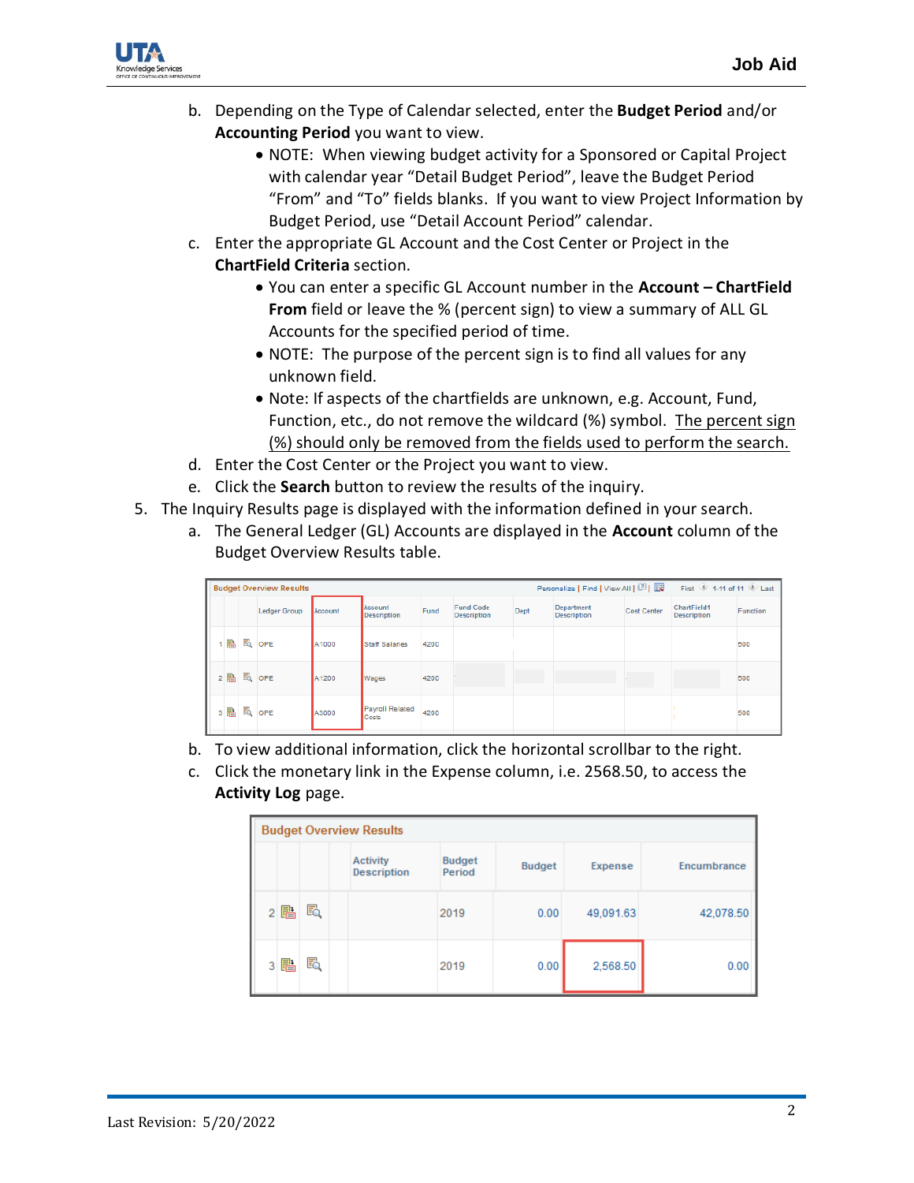b. Depending on the Type of Calendar selected, enter the **Budget Period** and/or **Accounting Period** you want to view.
   - NOTE: When viewing budget activity for a Sponsored or Capital Project with calendar year "Detail Budget Period", leave the Budget Period "From" and "To" fields blanks. If you want to view Project Information by Budget Period, use "Detail Account Period" calendar.

c. Enter the appropriate GL Account and the Cost Center or Project in the **ChartField Criteria** section.
   - You can enter a specific GL Account number in the **Account – ChartField From** field or leave the % (percent sign) to view a summary of ALL GL Accounts for the specified period of time.
   - NOTE: The purpose of the percent sign is to find all values for any unknown field.
   - Note: If aspects of the chartfields are unknown, e.g. Account, Fund, Function, etc., do not remove the wildcard (%) symbol. <u>The percent sign (%) should only be removed from the fields used to perform the search.</u>

d. Enter the Cost Center or the Project you want to view.

e. Click the **Search** button to review the results of the inquiry.

5. The Inquiry Results page is displayed with the information defined in your search.

   a. The General Ledger (GL) Accounts are displayed in the **Account** column of the Budget Overview Results table.

Budget Overview Results

| | | | Ledger Group | Account | Account Description | Fund | Fund Code Description | Dept | Department Description | Cost Center | ChartField1 Description | Function |
|---|---|---|---|---|---|---|---|---|---|---|---|---|
| 1 | | | OPE | A1000 | Staff Salaries | 4200 | | | | | | 500 |
| 2 | | | OPE | A1200 | Wages | 4200 | | | | | | 500 |
| 3 | | | OPE | A3000 | Payroll Related Costs | 4200 | | | | | | 500 |

   b. To view additional information, click the horizontal scrollbar to the right.

   c. Click the monetary link in the Expense column, i.e. 2568.50, to access the **Activity Log** page.

Budget Overview Results

| | | | Activity Description | Budget Period | Budget | Expense | Encumbrance |
|---|---|---|---|---|---|---|---|
| 2 | | | | 2019 | 0.00 | 49,091.63 | 42,078.50 |
| 3 | | | | 2019 | 0.00 | 2,568.50 | 0.00 |

Last Revision: 5/20/2022